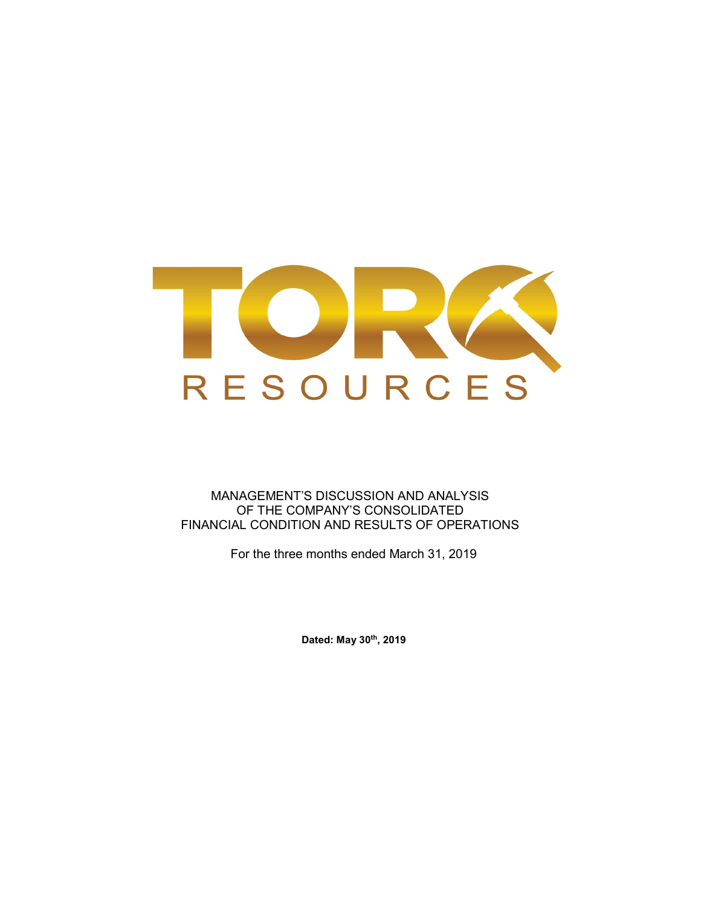TORQ RESOURCES

MANAGEMENT'S DISCUSSION AND ANALYSIS
OF THE COMPANY'S CONSOLIDATED
FINANCIAL CONDITION AND RESULTS OF OPERATIONS

For the three months ended March 31, 2019

**Dated: May 30th, 2019**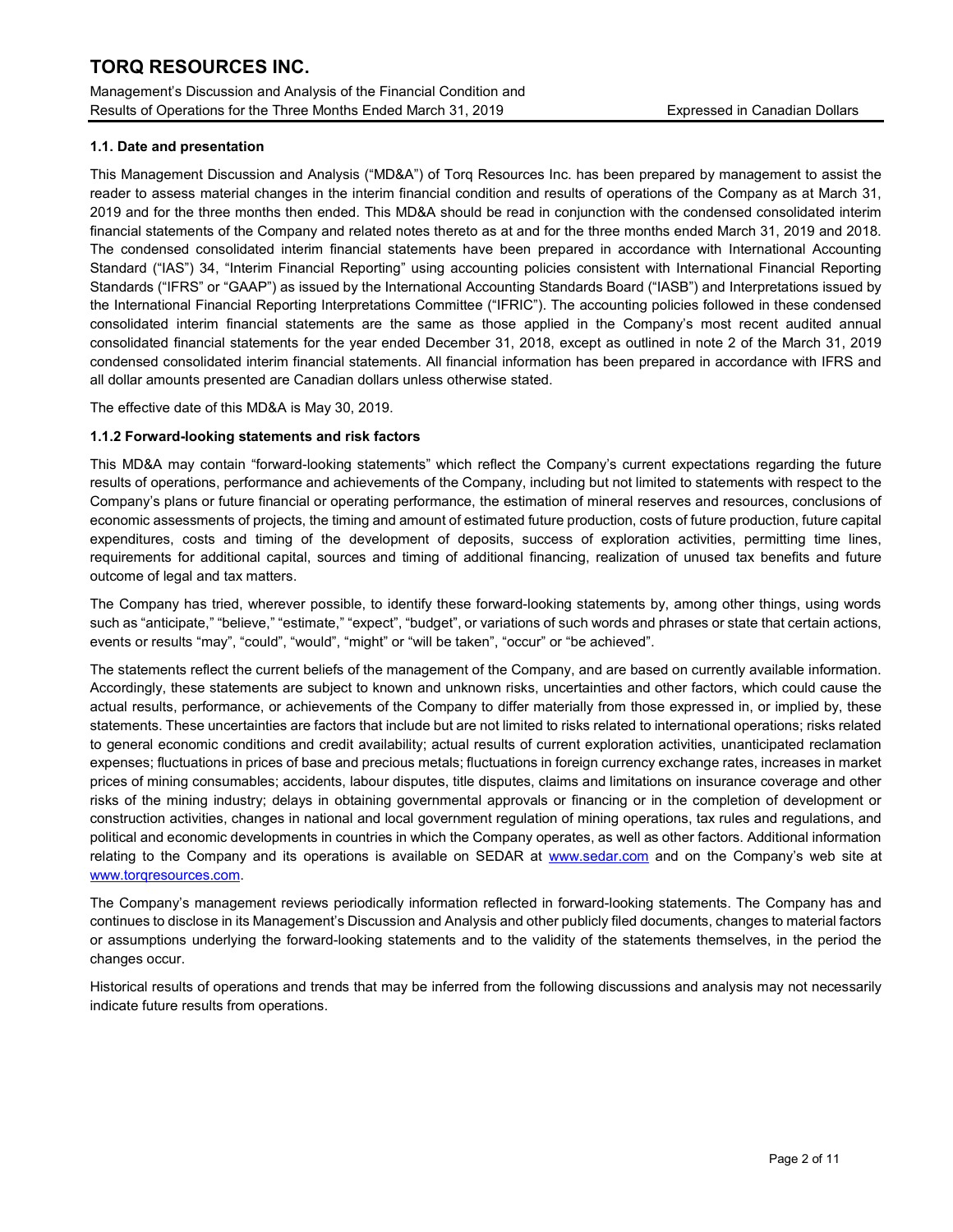### 1.1. Date and presentation

This Management Discussion and Analysis ("MD&A") of Torq Resources Inc. has been prepared by management to assist the reader to assess material changes in the interim financial condition and results of operations of the Company as at March 31, 2019 and for the three months then ended. This MD&A should be read in conjunction with the condensed consolidated interim financial statements of the Company and related notes thereto as at and for the three months ended March 31, 2019 and 2018. The condensed consolidated interim financial statements have been prepared in accordance with International Accounting Standard ("IAS") 34, "Interim Financial Reporting" using accounting policies consistent with International Financial Reporting Standards ("IFRS" or "GAAP") as issued by the International Accounting Standards Board ("IASB") and Interpretations issued by the International Financial Reporting Interpretations Committee ("IFRIC"). The accounting policies followed in these condensed consolidated interim financial statements are the same as those applied in the Company's most recent audited annual consolidated financial statements for the year ended December 31, 2018, except as outlined in note 2 of the March 31, 2019 condensed consolidated interim financial statements. All financial information has been prepared in accordance with IFRS and all dollar amounts presented are Canadian dollars unless otherwise stated.

The effective date of this MD&A is May 30, 2019.

### 1.1.2 Forward-looking statements and risk factors

This MD&A may contain "forward-looking statements" which reflect the Company's current expectations regarding the future results of operations, performance and achievements of the Company, including but not limited to statements with respect to the Company's plans or future financial or operating performance, the estimation of mineral reserves and resources, conclusions of economic assessments of projects, the timing and amount of estimated future production, costs of future production, future capital expenditures, costs and timing of the development of deposits, success of exploration activities, permitting time lines, requirements for additional capital, sources and timing of additional financing, realization of unused tax benefits and future outcome of legal and tax matters.

The Company has tried, wherever possible, to identify these forward-looking statements by, among other things, using words such as "anticipate," "believe," "estimate," "expect", "budget", or variations of such words and phrases or state that certain actions, events or results "may", "could", "would", "might" or "will be taken", "occur" or "be achieved".

The statements reflect the current beliefs of the management of the Company, and are based on currently available information. Accordingly, these statements are subject to known and unknown risks, uncertainties and other factors, which could cause the actual results, performance, or achievements of the Company to differ materially from those expressed in, or implied by, these statements. These uncertainties are factors that include but are not limited to risks related to international operations; risks related to general economic conditions and credit availability; actual results of current exploration activities, unanticipated reclamation expenses; fluctuations in prices of base and precious metals; fluctuations in foreign currency exchange rates, increases in market prices of mining consumables; accidents, labour disputes, title disputes, claims and limitations on insurance coverage and other risks of the mining industry; delays in obtaining governmental approvals or financing or in the completion of development or construction activities, changes in national and local government regulation of mining operations, tax rules and regulations, and political and economic developments in countries in which the Company operates, as well as other factors. Additional information relating to the Company and its operations is available on SEDAR at www.sedar.com and on the Company's web site at www.torqresources.com.

The Company's management reviews periodically information reflected in forward-looking statements. The Company has and continues to disclose in its Management's Discussion and Analysis and other publicly filed documents, changes to material factors or assumptions underlying the forward-looking statements and to the validity of the statements themselves, in the period the changes occur.

Historical results of operations and trends that may be inferred from the following discussions and analysis may not necessarily indicate future results from operations.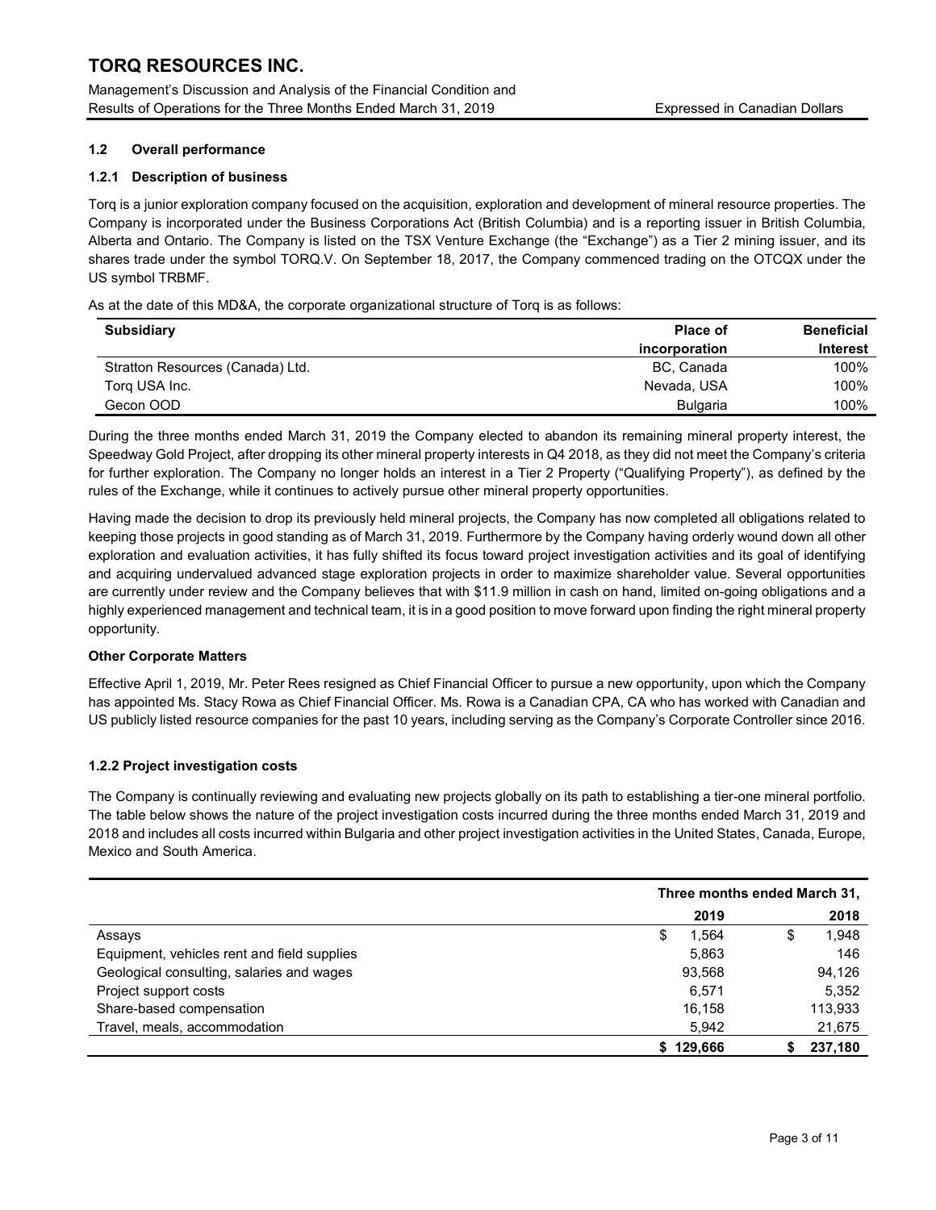## 1.2 Overall performance

### 1.2.1 Description of business

Torq is a junior exploration company focused on the acquisition, exploration and development of mineral resource properties. The Company is incorporated under the Business Corporations Act (British Columbia) and is a reporting issuer in British Columbia, Alberta and Ontario. The Company is listed on the TSX Venture Exchange (the "Exchange") as a Tier 2 mining issuer, and its shares trade under the symbol TORQ.V. On September 18, 2017, the Company commenced trading on the OTCQX under the US symbol TRBMF.

As at the date of this MD&A, the corporate organizational structure of Torq is as follows:

| Subsidiary | Place of incorporation | Beneficial Interest |
|---|---|---|
| Stratton Resources (Canada) Ltd. | BC, Canada | 100% |
| Torq USA Inc. | Nevada, USA | 100% |
| Gecon OOD | Bulgaria | 100% |

During the three months ended March 31, 2019 the Company elected to abandon its remaining mineral property interest, the Speedway Gold Project, after dropping its other mineral property interests in Q4 2018, as they did not meet the Company's criteria for further exploration. The Company no longer holds an interest in a Tier 2 Property ("Qualifying Property"), as defined by the rules of the Exchange, while it continues to actively pursue other mineral property opportunities.

Having made the decision to drop its previously held mineral projects, the Company has now completed all obligations related to keeping those projects in good standing as of March 31, 2019. Furthermore by the Company having orderly wound down all other exploration and evaluation activities, it has fully shifted its focus toward project investigation activities and its goal of identifying and acquiring undervalued advanced stage exploration projects in order to maximize shareholder value. Several opportunities are currently under review and the Company believes that with $11.9 million in cash on hand, limited on-going obligations and a highly experienced management and technical team, it is in a good position to move forward upon finding the right mineral property opportunity.

**Other Corporate Matters**

Effective April 1, 2019, Mr. Peter Rees resigned as Chief Financial Officer to pursue a new opportunity, upon which the Company has appointed Ms. Stacy Rowa as Chief Financial Officer. Ms. Rowa is a Canadian CPA, CA who has worked with Canadian and US publicly listed resource companies for the past 10 years, including serving as the Company's Corporate Controller since 2016.

### 1.2.2 Project investigation costs

The Company is continually reviewing and evaluating new projects globally on its path to establishing a tier-one mineral portfolio. The table below shows the nature of the project investigation costs incurred during the three months ended March 31, 2019 and 2018 and includes all costs incurred within Bulgaria and other project investigation activities in the United States, Canada, Europe, Mexico and South America.

| | Three months ended March 31, | |
|---|---|---|
| | 2019 | 2018 |
| Assays | $ 1,564 | $ 1,948 |
| Equipment, vehicles rent and field supplies | 5,863 | 146 |
| Geological consulting, salaries and wages | 93,568 | 94,126 |
| Project support costs | 6,571 | 5,352 |
| Share-based compensation | 16,158 | 113,933 |
| Travel, meals, accommodation | 5,942 | 21,675 |
| | **$ 129,666** | **$ 237,180** |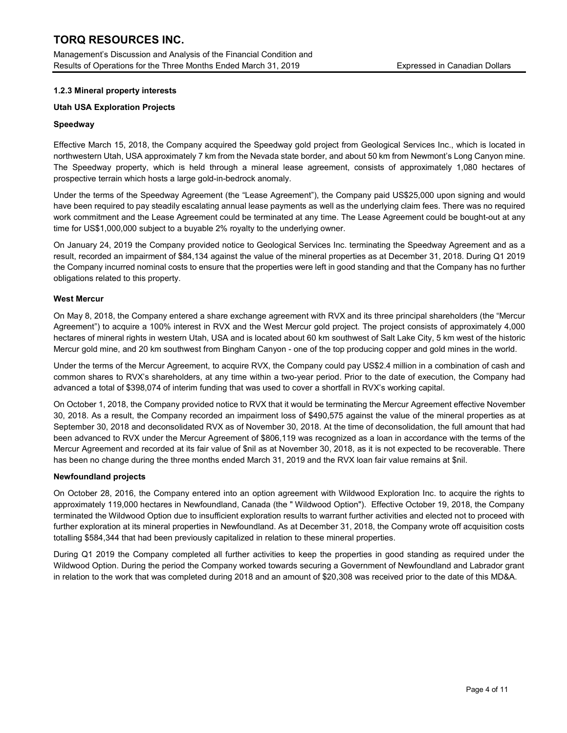### 1.2.3 Mineral property interests

**Utah USA Exploration Projects**

**Speedway**

Effective March 15, 2018, the Company acquired the Speedway gold project from Geological Services Inc., which is located in northwestern Utah, USA approximately 7 km from the Nevada state border, and about 50 km from Newmont's Long Canyon mine. The Speedway property, which is held through a mineral lease agreement, consists of approximately 1,080 hectares of prospective terrain which hosts a large gold-in-bedrock anomaly.

Under the terms of the Speedway Agreement (the "Lease Agreement"), the Company paid US$25,000 upon signing and would have been required to pay steadily escalating annual lease payments as well as the underlying claim fees. There was no required work commitment and the Lease Agreement could be terminated at any time. The Lease Agreement could be bought-out at any time for US$1,000,000 subject to a buyable 2% royalty to the underlying owner.

On January 24, 2019 the Company provided notice to Geological Services Inc. terminating the Speedway Agreement and as a result, recorded an impairment of $84,134 against the value of the mineral properties as at December 31, 2018. During Q1 2019 the Company incurred nominal costs to ensure that the properties were left in good standing and that the Company has no further obligations related to this property.

**West Mercur**

On May 8, 2018, the Company entered a share exchange agreement with RVX and its three principal shareholders (the "Mercur Agreement") to acquire a 100% interest in RVX and the West Mercur gold project. The project consists of approximately 4,000 hectares of mineral rights in western Utah, USA and is located about 60 km southwest of Salt Lake City, 5 km west of the historic Mercur gold mine, and 20 km southwest from Bingham Canyon - one of the top producing copper and gold mines in the world.

Under the terms of the Mercur Agreement, to acquire RVX, the Company could pay US$2.4 million in a combination of cash and common shares to RVX's shareholders, at any time within a two-year period. Prior to the date of execution, the Company had advanced a total of $398,074 of interim funding that was used to cover a shortfall in RVX's working capital.

On October 1, 2018, the Company provided notice to RVX that it would be terminating the Mercur Agreement effective November 30, 2018. As a result, the Company recorded an impairment loss of $490,575 against the value of the mineral properties as at September 30, 2018 and deconsolidated RVX as of November 30, 2018. At the time of deconsolidation, the full amount that had been advanced to RVX under the Mercur Agreement of $806,119 was recognized as a loan in accordance with the terms of the Mercur Agreement and recorded at its fair value of $nil as at November 30, 2018, as it is not expected to be recoverable. There has been no change during the three months ended March 31, 2019 and the RVX loan fair value remains at $nil.

**Newfoundland projects**

On October 28, 2016, the Company entered into an option agreement with Wildwood Exploration Inc. to acquire the rights to approximately 119,000 hectares in Newfoundland, Canada (the " Wildwood Option"). Effective October 19, 2018, the Company terminated the Wildwood Option due to insufficient exploration results to warrant further activities and elected not to proceed with further exploration at its mineral properties in Newfoundland. As at December 31, 2018, the Company wrote off acquisition costs totalling $584,344 that had been previously capitalized in relation to these mineral properties.

During Q1 2019 the Company completed all further activities to keep the properties in good standing as required under the Wildwood Option. During the period the Company worked towards securing a Government of Newfoundland and Labrador grant in relation to the work that was completed during 2018 and an amount of $20,308 was received prior to the date of this MD&A.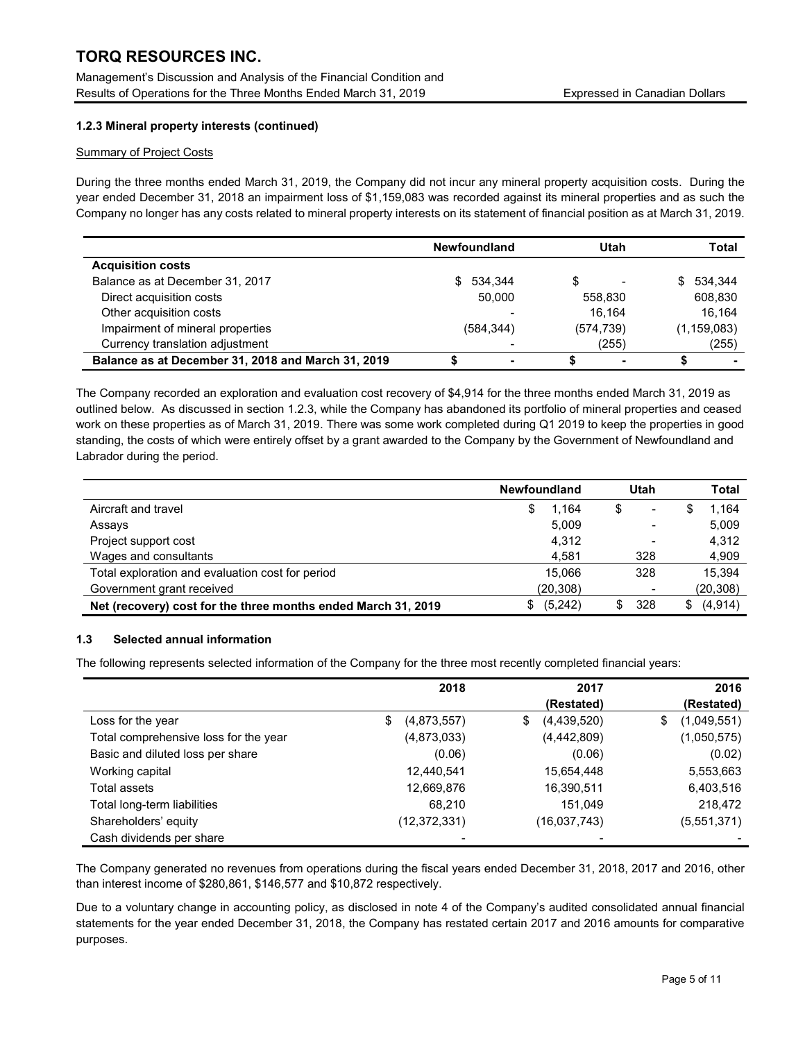### 1.2.3 Mineral property interests (continued)

Summary of Project Costs

During the three months ended March 31, 2019, the Company did not incur any mineral property acquisition costs. During the year ended December 31, 2018 an impairment loss of $1,159,083 was recorded against its mineral properties and as such the Company no longer has any costs related to mineral property interests on its statement of financial position as at March 31, 2019.

| | Newfoundland | Utah | Total |
|---|---|---|---|
| **Acquisition costs** | | | |
| Balance as at December 31, 2017 | $ 534,344 | $ - | $ 534,344 |
| Direct acquisition costs | 50,000 | 558,830 | 608,830 |
| Other acquisition costs | - | 16,164 | 16,164 |
| Impairment of mineral properties | (584,344) | (574,739) | (1,159,083) |
| Currency translation adjustment | - | (255) | (255) |
| **Balance as at December 31, 2018 and March 31, 2019** | $ - | $ - | $ - |

The Company recorded an exploration and evaluation cost recovery of $4,914 for the three months ended March 31, 2019 as outlined below. As discussed in section 1.2.3, while the Company has abandoned its portfolio of mineral properties and ceased work on these properties as of March 31, 2019. There was some work completed during Q1 2019 to keep the properties in good standing, the costs of which were entirely offset by a grant awarded to the Company by the Government of Newfoundland and Labrador during the period.

| | Newfoundland | Utah | Total |
|---|---|---|---|
| Aircraft and travel | $ 1,164 | $ - | $ 1,164 |
| Assays | 5,009 | - | 5,009 |
| Project support cost | 4,312 | - | 4,312 |
| Wages and consultants | 4,581 | 328 | 4,909 |
| Total exploration and evaluation cost for period | 15,066 | 328 | 15,394 |
| Government grant received | (20,308) | - | (20,308) |
| **Net (recovery) cost for the three months ended March 31, 2019** | $ (5,242) | $ 328 | $ (4,914) |

### 1.3 Selected annual information

The following represents selected information of the Company for the three most recently completed financial years:

| | 2018 | 2017 (Restated) | 2016 (Restated) |
|---|---|---|---|
| Loss for the year | $ (4,873,557) | $ (4,439,520) | $ (1,049,551) |
| Total comprehensive loss for the year | (4,873,033) | (4,442,809) | (1,050,575) |
| Basic and diluted loss per share | (0.06) | (0.06) | (0.02) |
| Working capital | 12,440,541 | 15,654,448 | 5,553,663 |
| Total assets | 12,669,876 | 16,390,511 | 6,403,516 |
| Total long-term liabilities | 68,210 | 151,049 | 218,472 |
| Shareholders' equity | (12,372,331) | (16,037,743) | (5,551,371) |
| Cash dividends per share | - | - | - |

The Company generated no revenues from operations during the fiscal years ended December 31, 2018, 2017 and 2016, other than interest income of $280,861, $146,577 and $10,872 respectively.

Due to a voluntary change in accounting policy, as disclosed in note 4 of the Company's audited consolidated annual financial statements for the year ended December 31, 2018, the Company has restated certain 2017 and 2016 amounts for comparative purposes.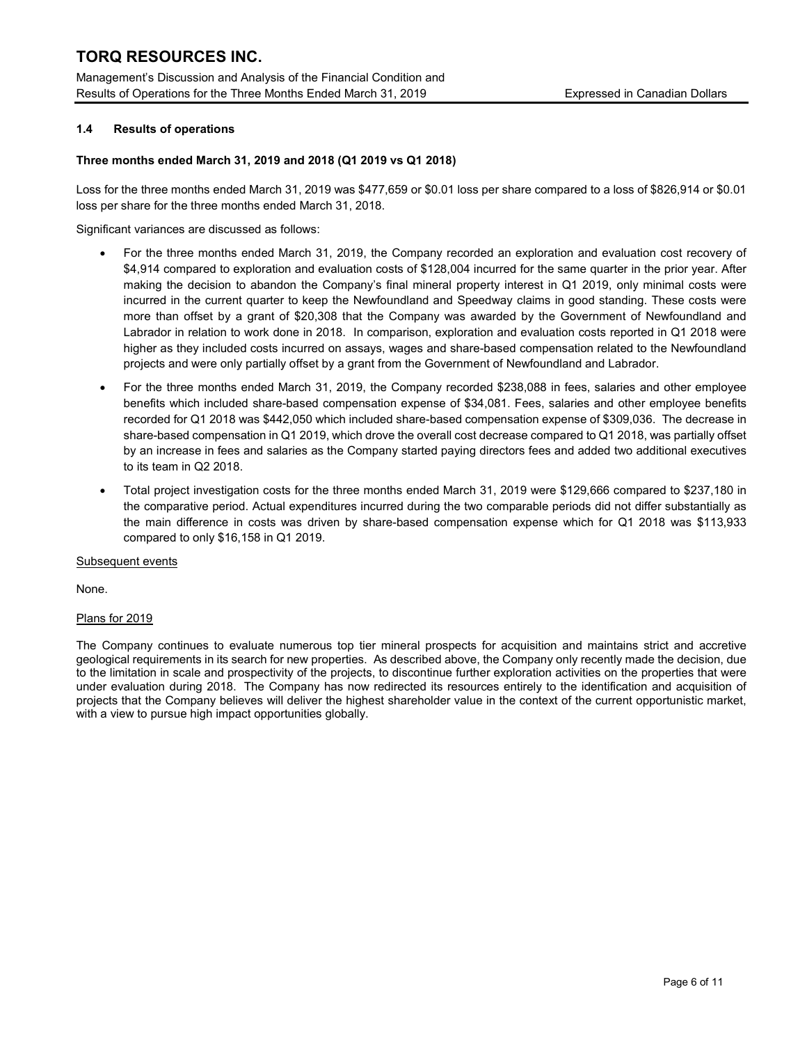### 1.4 Results of operations

**Three months ended March 31, 2019 and 2018 (Q1 2019 vs Q1 2018)**

Loss for the three months ended March 31, 2019 was $477,659 or $0.01 loss per share compared to a loss of $826,914 or $0.01 loss per share for the three months ended March 31, 2018.

Significant variances are discussed as follows:

- For the three months ended March 31, 2019, the Company recorded an exploration and evaluation cost recovery of $4,914 compared to exploration and evaluation costs of $128,004 incurred for the same quarter in the prior year. After making the decision to abandon the Company's final mineral property interest in Q1 2019, only minimal costs were incurred in the current quarter to keep the Newfoundland and Speedway claims in good standing. These costs were more than offset by a grant of $20,308 that the Company was awarded by the Government of Newfoundland and Labrador in relation to work done in 2018. In comparison, exploration and evaluation costs reported in Q1 2018 were higher as they included costs incurred on assays, wages and share-based compensation related to the Newfoundland projects and were only partially offset by a grant from the Government of Newfoundland and Labrador.
- For the three months ended March 31, 2019, the Company recorded $238,088 in fees, salaries and other employee benefits which included share-based compensation expense of $34,081. Fees, salaries and other employee benefits recorded for Q1 2018 was $442,050 which included share-based compensation expense of $309,036. The decrease in share-based compensation in Q1 2019, which drove the overall cost decrease compared to Q1 2018, was partially offset by an increase in fees and salaries as the Company started paying directors fees and added two additional executives to its team in Q2 2018.
- Total project investigation costs for the three months ended March 31, 2019 were $129,666 compared to $237,180 in the comparative period. Actual expenditures incurred during the two comparable periods did not differ substantially as the main difference in costs was driven by share-based compensation expense which for Q1 2018 was $113,933 compared to only $16,158 in Q1 2019.

Subsequent events

None.

Plans for 2019

The Company continues to evaluate numerous top tier mineral prospects for acquisition and maintains strict and accretive geological requirements in its search for new properties. As described above, the Company only recently made the decision, due to the limitation in scale and prospectivity of the projects, to discontinue further exploration activities on the properties that were under evaluation during 2018. The Company has now redirected its resources entirely to the identification and acquisition of projects that the Company believes will deliver the highest shareholder value in the context of the current opportunistic market, with a view to pursue high impact opportunities globally.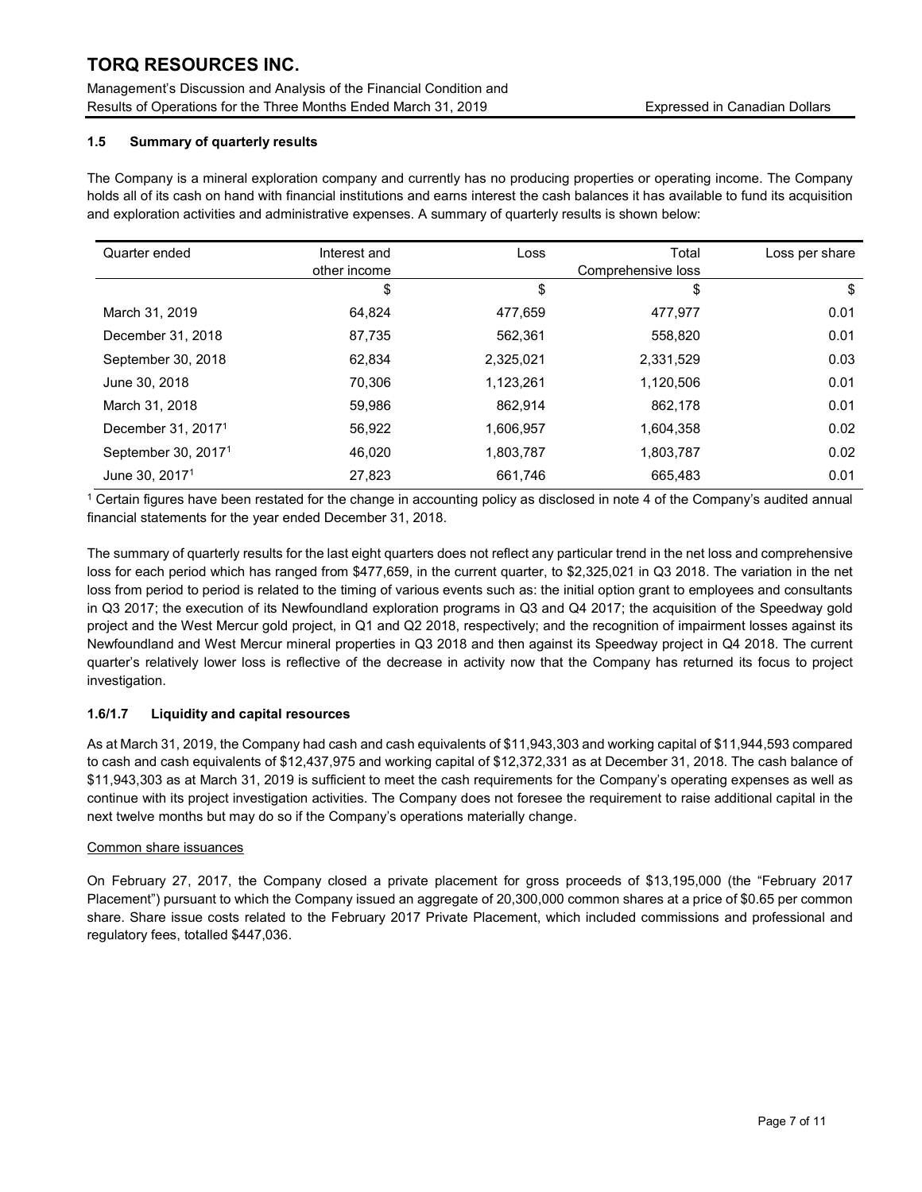## 1.5 Summary of quarterly results

The Company is a mineral exploration company and currently has no producing properties or operating income. The Company holds all of its cash on hand with financial institutions and earns interest the cash balances it has available to fund its acquisition and exploration activities and administrative expenses. A summary of quarterly results is shown below:

| Quarter ended | Interest and other income | Loss | Total Comprehensive loss | Loss per share |
|---|---|---|---|---|
| | $ | $ | $ | $ |
| March 31, 2019 | 64,824 | 477,659 | 477,977 | 0.01 |
| December 31, 2018 | 87,735 | 562,361 | 558,820 | 0.01 |
| September 30, 2018 | 62,834 | 2,325,021 | 2,331,529 | 0.03 |
| June 30, 2018 | 70,306 | 1,123,261 | 1,120,506 | 0.01 |
| March 31, 2018 | 59,986 | 862,914 | 862,178 | 0.01 |
| December 31, 2017[1] | 56,922 | 1,606,957 | 1,604,358 | 0.02 |
| September 30, 2017[1] | 46,020 | 1,803,787 | 1,803,787 | 0.02 |
| June 30, 2017[1] | 27,823 | 661,746 | 665,483 | 0.01 |

[1] Certain figures have been restated for the change in accounting policy as disclosed in note 4 of the Company's audited annual financial statements for the year ended December 31, 2018.

The summary of quarterly results for the last eight quarters does not reflect any particular trend in the net loss and comprehensive loss for each period which has ranged from $477,659, in the current quarter, to $2,325,021 in Q3 2018. The variation in the net loss from period to period is related to the timing of various events such as: the initial option grant to employees and consultants in Q3 2017; the execution of its Newfoundland exploration programs in Q3 and Q4 2017; the acquisition of the Speedway gold project and the West Mercur gold project, in Q1 and Q2 2018, respectively; and the recognition of impairment losses against its Newfoundland and West Mercur mineral properties in Q3 2018 and then against its Speedway project in Q4 2018. The current quarter's relatively lower loss is reflective of the decrease in activity now that the Company has returned its focus to project investigation.

## 1.6/1.7 Liquidity and capital resources

As at March 31, 2019, the Company had cash and cash equivalents of $11,943,303 and working capital of $11,944,593 compared to cash and cash equivalents of $12,437,975 and working capital of $12,372,331 as at December 31, 2018. The cash balance of $11,943,303 as at March 31, 2019 is sufficient to meet the cash requirements for the Company's operating expenses as well as continue with its project investigation activities. The Company does not foresee the requirement to raise additional capital in the next twelve months but may do so if the Company's operations materially change.

Common share issuances

On February 27, 2017, the Company closed a private placement for gross proceeds of $13,195,000 (the "February 2017 Placement") pursuant to which the Company issued an aggregate of 20,300,000 common shares at a price of $0.65 per common share. Share issue costs related to the February 2017 Private Placement, which included commissions and professional and regulatory fees, totalled $447,036.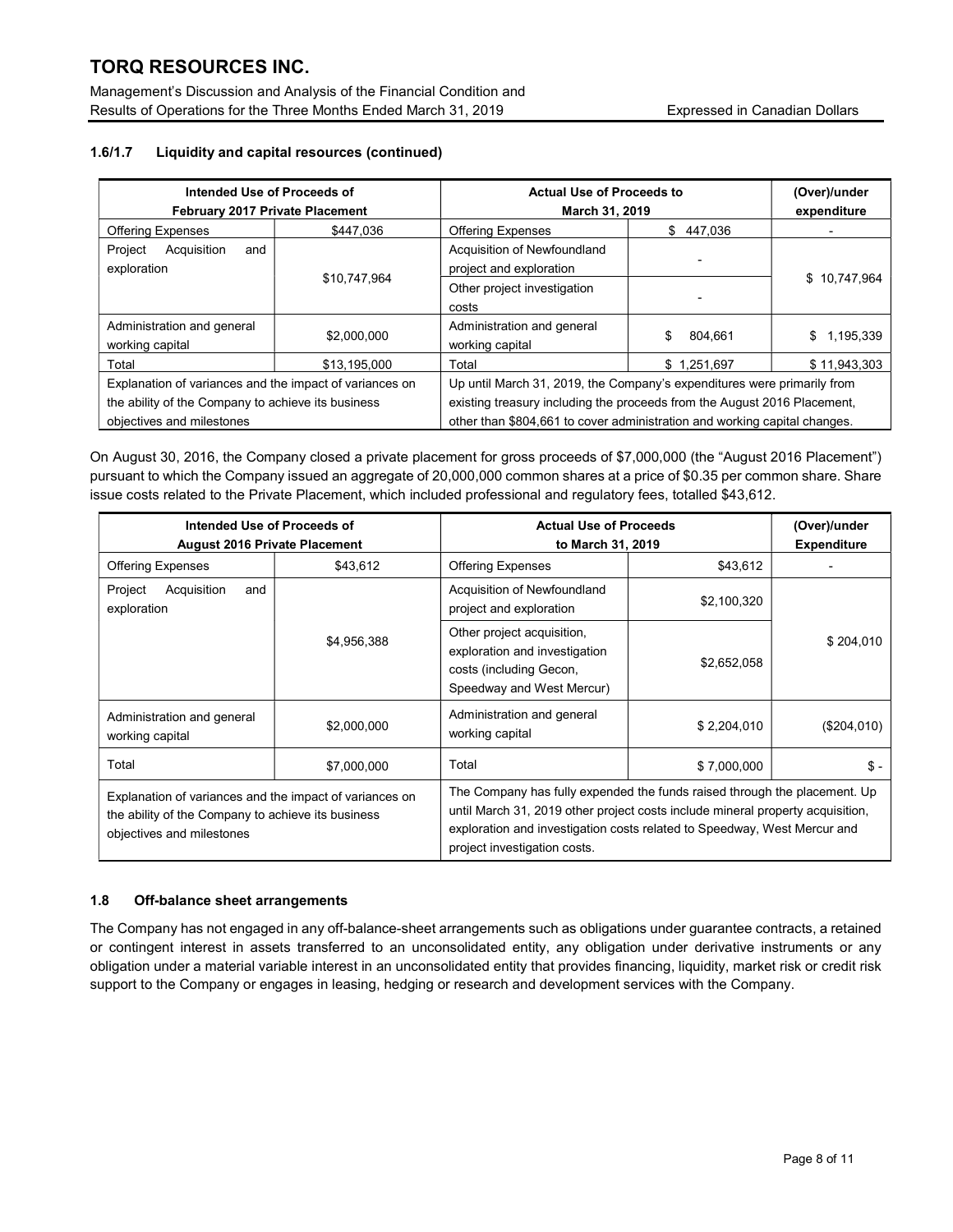### 1.6/1.7 Liquidity and capital resources (continued)

| Intended Use of Proceeds of February 2017 Private Placement | | Actual Use of Proceeds to March 31, 2019 | | (Over)/under expenditure |
|---|---|---|---|---|
| Offering Expenses | $447,036 | Offering Expenses | $ 447,036 | - |
| Project Acquisition and exploration | $10,747,964 | Acquisition of Newfoundland project and exploration | - | $ 10,747,964 |
| | | Other project investigation costs | - | |
| Administration and general working capital | $2,000,000 | Administration and general working capital | $ 804,661 | $ 1,195,339 |
| Total | $13,195,000 | Total | $ 1,251,697 | $ 11,943,303 |
| Explanation of variances and the impact of variances on the ability of the Company to achieve its business objectives and milestones | | Up until March 31, 2019, the Company's expenditures were primarily from existing treasury including the proceeds from the August 2016 Placement, other than $804,661 to cover administration and working capital changes. | | |

On August 30, 2016, the Company closed a private placement for gross proceeds of $7,000,000 (the "August 2016 Placement") pursuant to which the Company issued an aggregate of 20,000,000 common shares at a price of $0.35 per common share. Share issue costs related to the Private Placement, which included professional and regulatory fees, totalled $43,612.

| Intended Use of Proceeds of August 2016 Private Placement | | Actual Use of Proceeds to March 31, 2019 | | (Over)/under Expenditure |
|---|---|---|---|---|
| Offering Expenses | $43,612 | Offering Expenses | $43,612 | - |
| Project Acquisition and exploration | $4,956,388 | Acquisition of Newfoundland project and exploration | $2,100,320 | $ 204,010 |
| | | Other project acquisition, exploration and investigation costs (including Gecon, Speedway and West Mercur) | $2,652,058 | |
| Administration and general working capital | $2,000,000 | Administration and general working capital | $ 2,204,010 | ($204,010) |
| Total | $7,000,000 | Total | $ 7,000,000 | $ - |
| Explanation of variances and the impact of variances on the ability of the Company to achieve its business objectives and milestones | | The Company has fully expended the funds raised through the placement. Up until March 31, 2019 other project costs include mineral property acquisition, exploration and investigation costs related to Speedway, West Mercur and project investigation costs. | | |

### 1.8 Off-balance sheet arrangements

The Company has not engaged in any off-balance-sheet arrangements such as obligations under guarantee contracts, a retained or contingent interest in assets transferred to an unconsolidated entity, any obligation under derivative instruments or any obligation under a material variable interest in an unconsolidated entity that provides financing, liquidity, market risk or credit risk support to the Company or engages in leasing, hedging or research and development services with the Company.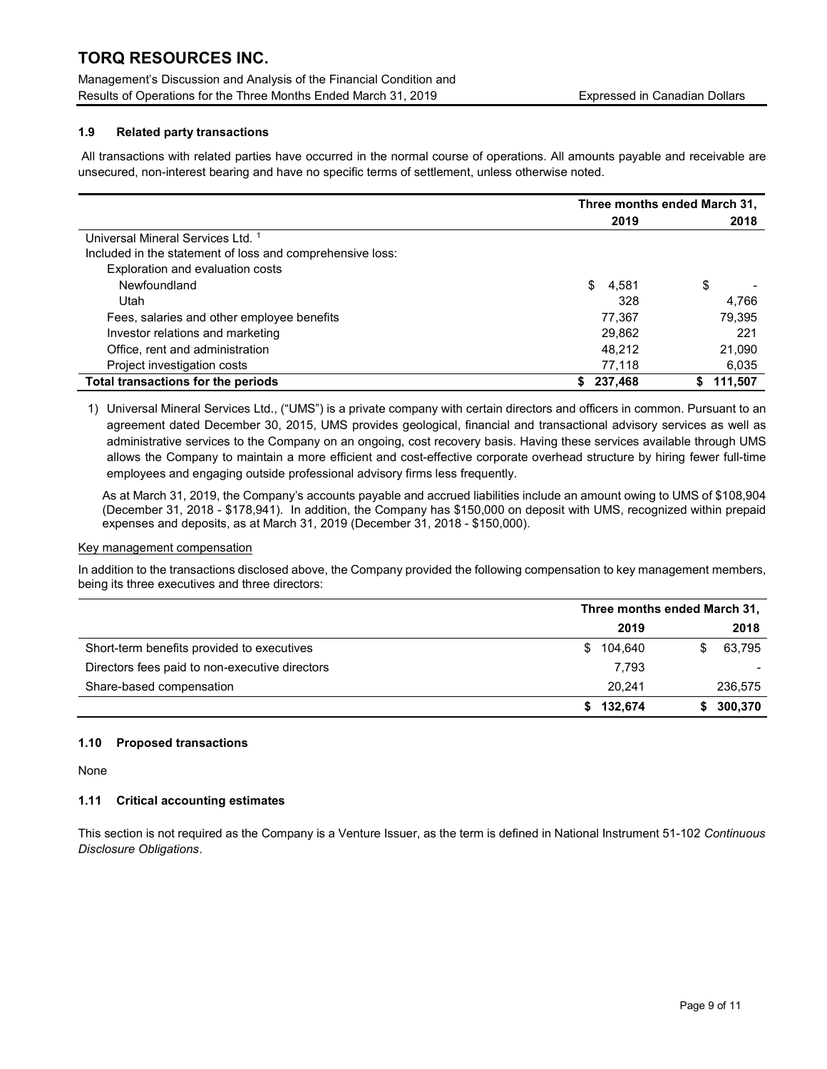### 1.9 Related party transactions

All transactions with related parties have occurred in the normal course of operations. All amounts payable and receivable are unsecured, non-interest bearing and have no specific terms of settlement, unless otherwise noted.

| | Three months ended March 31, | |
|---|---|---|
| | **2019** | **2018** |
| Universal Mineral Services Ltd. [1] | | |
| Included in the statement of loss and comprehensive loss: | | |
| Exploration and evaluation costs | | |
| Newfoundland | $ 4,581 | $ - |
| Utah | 328 | 4,766 |
| Fees, salaries and other employee benefits | 77,367 | 79,395 |
| Investor relations and marketing | 29,862 | 221 |
| Office, rent and administration | 48,212 | 21,090 |
| Project investigation costs | 77,118 | 6,035 |
| **Total transactions for the periods** | **$ 237,468** | **$ 111,507** |

1) Universal Mineral Services Ltd., ("UMS") is a private company with certain directors and officers in common. Pursuant to an agreement dated December 30, 2015, UMS provides geological, financial and transactional advisory services as well as administrative services to the Company on an ongoing, cost recovery basis. Having these services available through UMS allows the Company to maintain a more efficient and cost-effective corporate overhead structure by hiring fewer full-time employees and engaging outside professional advisory firms less frequently.

As at March 31, 2019, the Company's accounts payable and accrued liabilities include an amount owing to UMS of $108,904 (December 31, 2018 - $178,941). In addition, the Company has $150,000 on deposit with UMS, recognized within prepaid expenses and deposits, as at March 31, 2019 (December 31, 2018 - $150,000).

Key management compensation

In addition to the transactions disclosed above, the Company provided the following compensation to key management members, being its three executives and three directors:

| | Three months ended March 31, | |
|---|---|---|
| | **2019** | **2018** |
| Short-term benefits provided to executives | $ 104,640 | $ 63,795 |
| Directors fees paid to non-executive directors | 7,793 | - |
| Share-based compensation | 20,241 | 236,575 |
| | **$ 132,674** | **$ 300,370** |

### 1.10 Proposed transactions

None

### 1.11 Critical accounting estimates

This section is not required as the Company is a Venture Issuer, as the term is defined in National Instrument 51-102 *Continuous Disclosure Obligations*.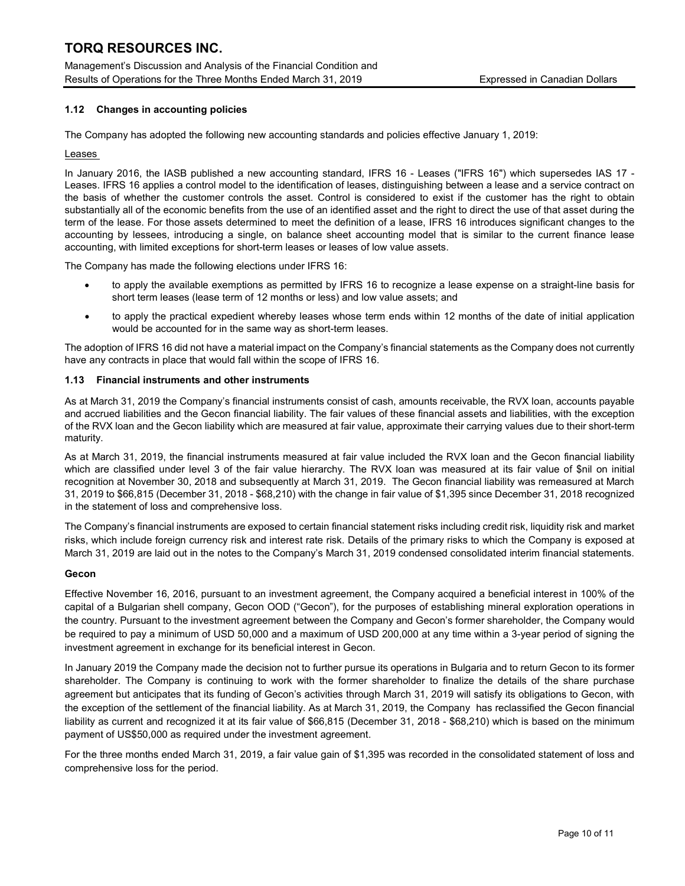### 1.12 Changes in accounting policies

The Company has adopted the following new accounting standards and policies effective January 1, 2019:

Leases

In January 2016, the IASB published a new accounting standard, IFRS 16 - Leases ("IFRS 16") which supersedes IAS 17 - Leases. IFRS 16 applies a control model to the identification of leases, distinguishing between a lease and a service contract on the basis of whether the customer controls the asset. Control is considered to exist if the customer has the right to obtain substantially all of the economic benefits from the use of an identified asset and the right to direct the use of that asset during the term of the lease. For those assets determined to meet the definition of a lease, IFRS 16 introduces significant changes to the accounting by lessees, introducing a single, on balance sheet accounting model that is similar to the current finance lease accounting, with limited exceptions for short-term leases or leases of low value assets.

The Company has made the following elections under IFRS 16:

- to apply the available exemptions as permitted by IFRS 16 to recognize a lease expense on a straight-line basis for short term leases (lease term of 12 months or less) and low value assets; and
- to apply the practical expedient whereby leases whose term ends within 12 months of the date of initial application would be accounted for in the same way as short-term leases.

The adoption of IFRS 16 did not have a material impact on the Company's financial statements as the Company does not currently have any contracts in place that would fall within the scope of IFRS 16.

### 1.13 Financial instruments and other instruments

As at March 31, 2019 the Company's financial instruments consist of cash, amounts receivable, the RVX loan, accounts payable and accrued liabilities and the Gecon financial liability. The fair values of these financial assets and liabilities, with the exception of the RVX loan and the Gecon liability which are measured at fair value, approximate their carrying values due to their short-term maturity.

As at March 31, 2019, the financial instruments measured at fair value included the RVX loan and the Gecon financial liability which are classified under level 3 of the fair value hierarchy. The RVX loan was measured at its fair value of $nil on initial recognition at November 30, 2018 and subsequently at March 31, 2019. The Gecon financial liability was remeasured at March 31, 2019 to $66,815 (December 31, 2018 - $68,210) with the change in fair value of $1,395 since December 31, 2018 recognized in the statement of loss and comprehensive loss.

The Company's financial instruments are exposed to certain financial statement risks including credit risk, liquidity risk and market risks, which include foreign currency risk and interest rate risk. Details of the primary risks to which the Company is exposed at March 31, 2019 are laid out in the notes to the Company's March 31, 2019 condensed consolidated interim financial statements.

**Gecon**

Effective November 16, 2016, pursuant to an investment agreement, the Company acquired a beneficial interest in 100% of the capital of a Bulgarian shell company, Gecon OOD ("Gecon"), for the purposes of establishing mineral exploration operations in the country. Pursuant to the investment agreement between the Company and Gecon's former shareholder, the Company would be required to pay a minimum of USD 50,000 and a maximum of USD 200,000 at any time within a 3-year period of signing the investment agreement in exchange for its beneficial interest in Gecon.

In January 2019 the Company made the decision not to further pursue its operations in Bulgaria and to return Gecon to its former shareholder. The Company is continuing to work with the former shareholder to finalize the details of the share purchase agreement but anticipates that its funding of Gecon's activities through March 31, 2019 will satisfy its obligations to Gecon, with the exception of the settlement of the financial liability. As at March 31, 2019, the Company has reclassified the Gecon financial liability as current and recognized it at its fair value of $66,815 (December 31, 2018 - $68,210) which is based on the minimum payment of US$50,000 as required under the investment agreement.

For the three months ended March 31, 2019, a fair value gain of $1,395 was recorded in the consolidated statement of loss and comprehensive loss for the period.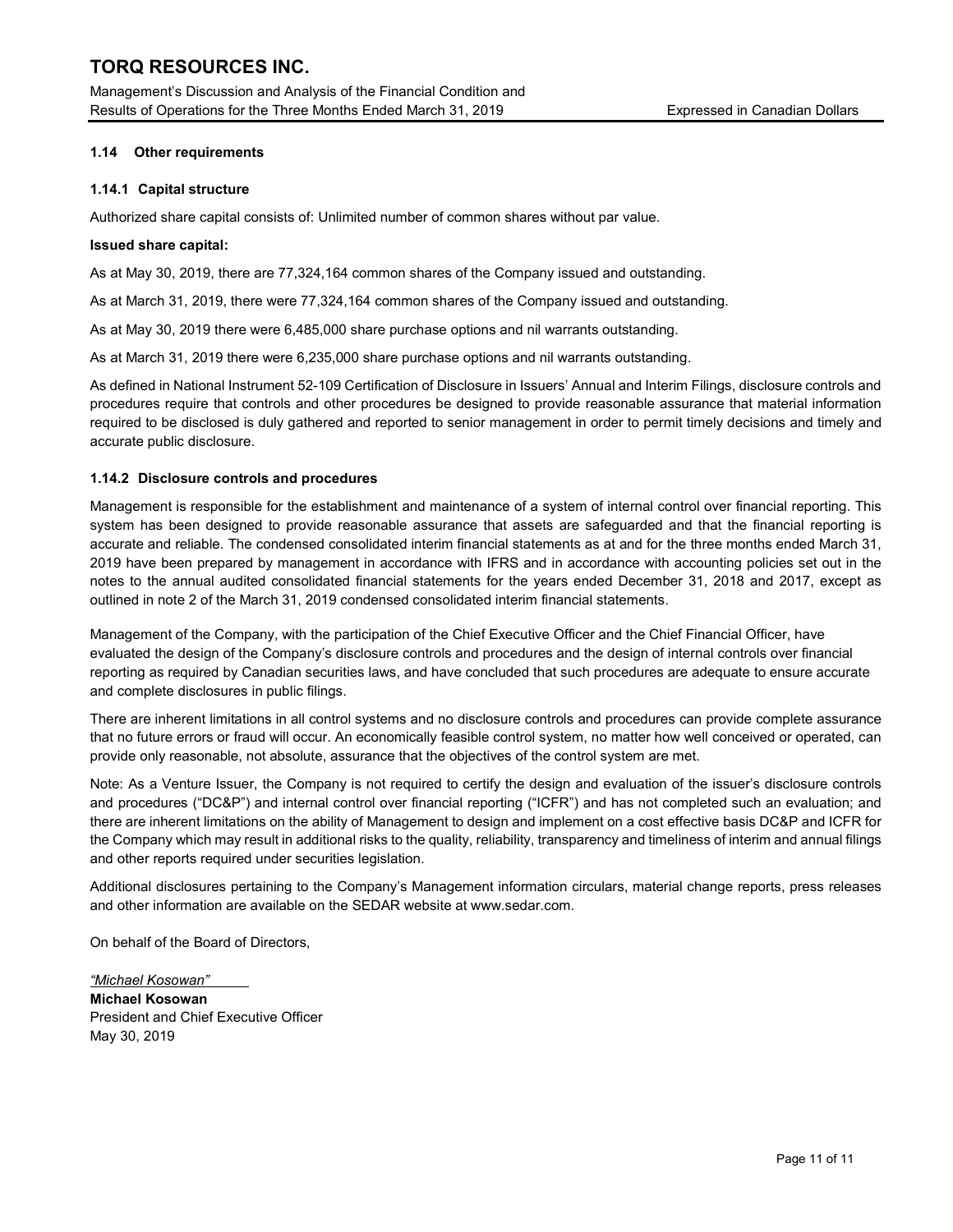### 1.14 Other requirements

#### 1.14.1 Capital structure

Authorized share capital consists of: Unlimited number of common shares without par value.

**Issued share capital:**

As at May 30, 2019, there are 77,324,164 common shares of the Company issued and outstanding.

As at March 31, 2019, there were 77,324,164 common shares of the Company issued and outstanding.

As at May 30, 2019 there were 6,485,000 share purchase options and nil warrants outstanding.

As at March 31, 2019 there were 6,235,000 share purchase options and nil warrants outstanding.

As defined in National Instrument 52-109 Certification of Disclosure in Issuers' Annual and Interim Filings, disclosure controls and procedures require that controls and other procedures be designed to provide reasonable assurance that material information required to be disclosed is duly gathered and reported to senior management in order to permit timely decisions and timely and accurate public disclosure.

#### 1.14.2 Disclosure controls and procedures

Management is responsible for the establishment and maintenance of a system of internal control over financial reporting. This system has been designed to provide reasonable assurance that assets are safeguarded and that the financial reporting is accurate and reliable. The condensed consolidated interim financial statements as at and for the three months ended March 31, 2019 have been prepared by management in accordance with IFRS and in accordance with accounting policies set out in the notes to the annual audited consolidated financial statements for the years ended December 31, 2018 and 2017, except as outlined in note 2 of the March 31, 2019 condensed consolidated interim financial statements.

Management of the Company, with the participation of the Chief Executive Officer and the Chief Financial Officer, have evaluated the design of the Company's disclosure controls and procedures and the design of internal controls over financial reporting as required by Canadian securities laws, and have concluded that such procedures are adequate to ensure accurate and complete disclosures in public filings.

There are inherent limitations in all control systems and no disclosure controls and procedures can provide complete assurance that no future errors or fraud will occur. An economically feasible control system, no matter how well conceived or operated, can provide only reasonable, not absolute, assurance that the objectives of the control system are met.

Note: As a Venture Issuer, the Company is not required to certify the design and evaluation of the issuer's disclosure controls and procedures ("DC&P") and internal control over financial reporting ("ICFR") and has not completed such an evaluation; and there are inherent limitations on the ability of Management to design and implement on a cost effective basis DC&P and ICFR for the Company which may result in additional risks to the quality, reliability, transparency and timeliness of interim and annual filings and other reports required under securities legislation.

Additional disclosures pertaining to the Company's Management information circulars, material change reports, press releases and other information are available on the SEDAR website at www.sedar.com.

On behalf of the Board of Directors,

*"Michael Kosowan"*
**Michael Kosowan**
President and Chief Executive Officer
May 30, 2019